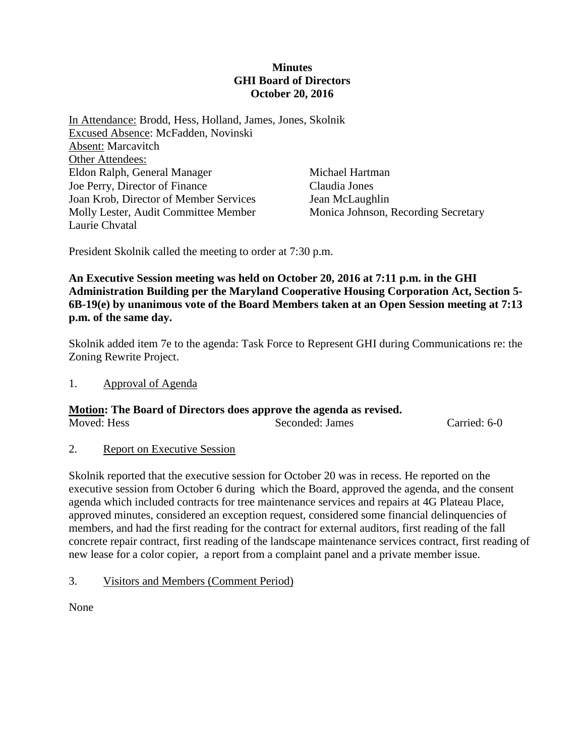# Minutes
## GHI Board of Directors
### October 20, 2016

In Attendance: Brodd, Hess, Holland, James, Jones, Skolnik
Excused Absence: McFadden, Novinski
Absent: Marcavitch
Other Attendees:
Eldon Ralph, General Manager
Joe Perry, Director of Finance
Joan Krob, Director of Member Services
Molly Lester, Audit Committee Member
Laurie Chvatal
Michael Hartman
Claudia Jones
Jean McLaughlin
Monica Johnson, Recording Secretary

President Skolnik called the meeting to order at 7:30 p.m.

**An Executive Session meeting was held on October 20, 2016 at 7:11 p.m. in the GHI Administration Building per the Maryland Cooperative Housing Corporation Act, Section 5-6B-19(e) by unanimous vote of the Board Members taken at an Open Session meeting at 7:13 p.m. of the same day.**

Skolnik added item 7e to the agenda: Task Force to Represent GHI during Communications re: the Zoning Rewrite Project.

1. Approval of Agenda

**Motion: The Board of Directors does approve the agenda as revised.**
Moved: Hess Seconded: James Carried: 6-0

2. Report on Executive Session

Skolnik reported that the executive session for October 20 was in recess. He reported on the executive session from October 6 during which the Board, approved the agenda, and the consent agenda which included contracts for tree maintenance services and repairs at 4G Plateau Place, approved minutes, considered an exception request, considered some financial delinquencies of members, and had the first reading for the contract for external auditors, first reading of the fall concrete repair contract, first reading of the landscape maintenance services contract, first reading of new lease for a color copier, a report from a complaint panel and a private member issue.

3. Visitors and Members (Comment Period)

None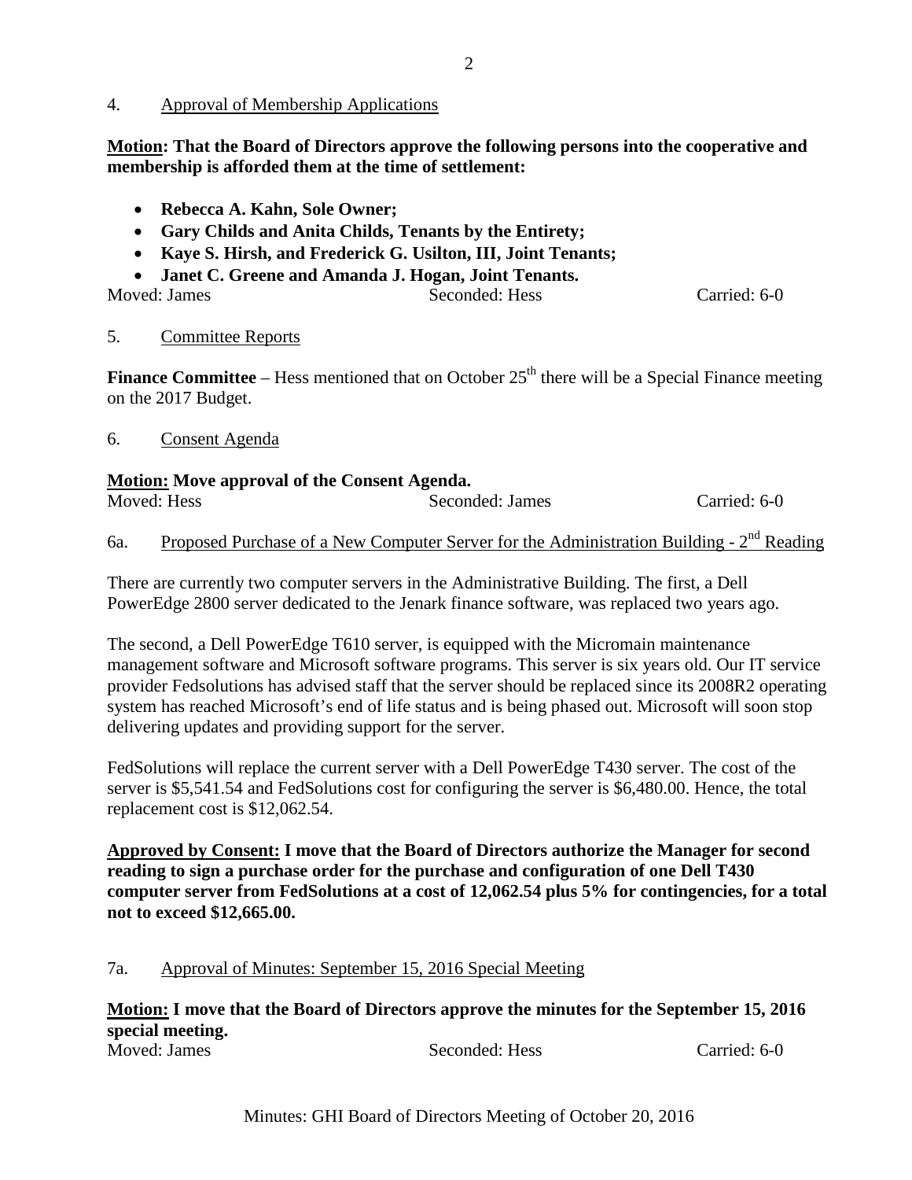4. Approval of Membership Applications

**Motion: That the Board of Directors approve the following persons into the cooperative and membership is afforded them at the time of settlement:**

- **Rebecca A. Kahn, Sole Owner;**
- **Gary Childs and Anita Childs, Tenants by the Entirety;**
- **Kaye S. Hirsh, and Frederick G. Usilton, III, Joint Tenants;**
- **Janet C. Greene and Amanda J. Hogan, Joint Tenants.**

Moved: James Seconded: Hess Carried: 6-0

5. Committee Reports

**Finance Committee** – Hess mentioned that on October 25th there will be a Special Finance meeting on the 2017 Budget.

6. Consent Agenda

**Motion: Move approval of the Consent Agenda.**

Moved: Hess Seconded: James Carried: 6-0

6a. Proposed Purchase of a New Computer Server for the Administration Building - 2nd Reading

There are currently two computer servers in the Administrative Building. The first, a Dell PowerEdge 2800 server dedicated to the Jenark finance software, was replaced two years ago.

The second, a Dell PowerEdge T610 server, is equipped with the Micromain maintenance management software and Microsoft software programs. This server is six years old. Our IT service provider Fedsolutions has advised staff that the server should be replaced since its 2008R2 operating system has reached Microsoft's end of life status and is being phased out. Microsoft will soon stop delivering updates and providing support for the server.

FedSolutions will replace the current server with a Dell PowerEdge T430 server. The cost of the server is $5,541.54 and FedSolutions cost for configuring the server is $6,480.00. Hence, the total replacement cost is $12,062.54.

**Approved by Consent: I move that the Board of Directors authorize the Manager for second reading to sign a purchase order for the purchase and configuration of one Dell T430 computer server from FedSolutions at a cost of 12,062.54 plus 5% for contingencies, for a total not to exceed $12,665.00.**

7a. Approval of Minutes: September 15, 2016 Special Meeting

**Motion: I move that the Board of Directors approve the minutes for the September 15, 2016 special meeting.**

Moved: James Seconded: Hess Carried: 6-0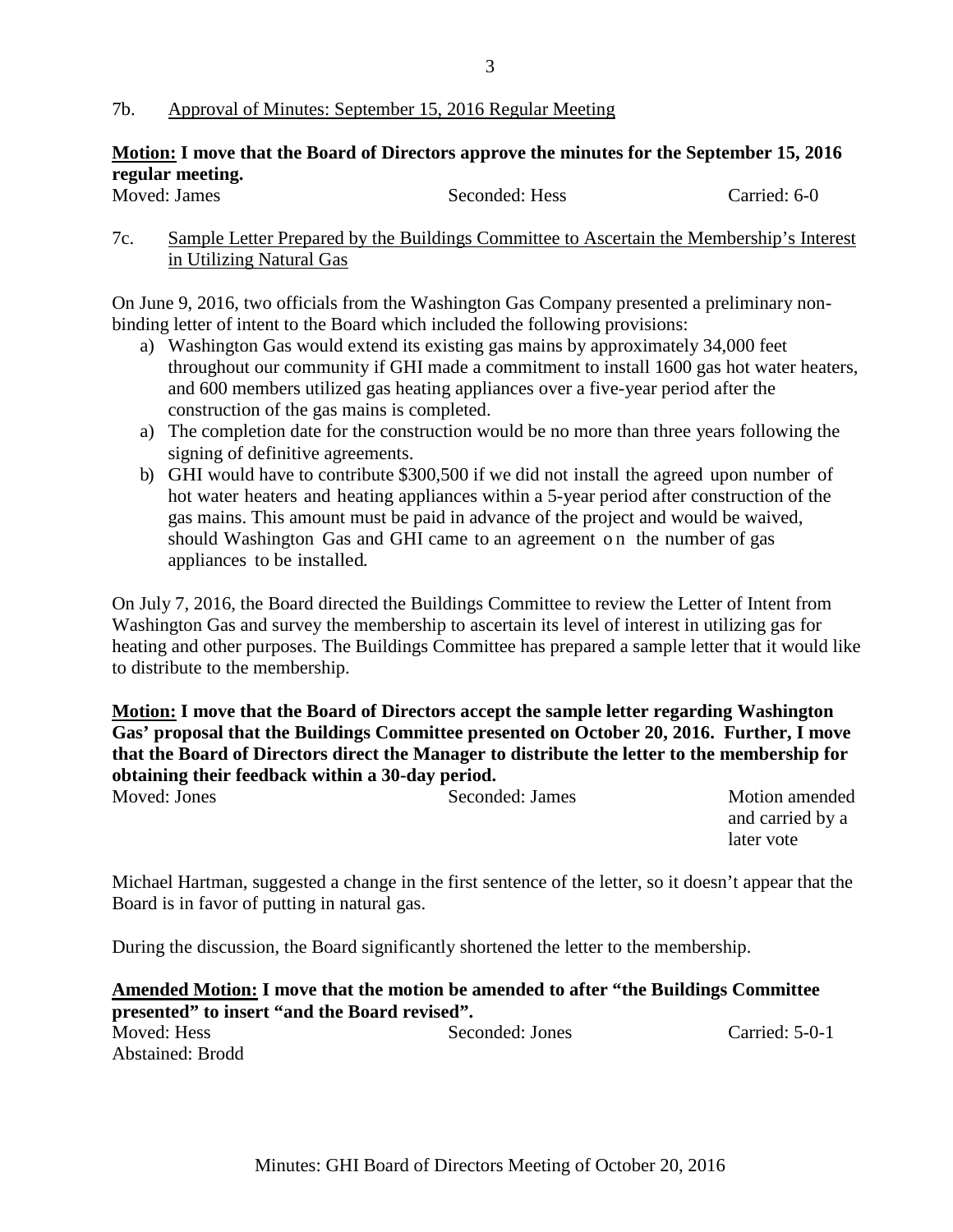7b. Approval of Minutes: September 15, 2016 Regular Meeting

**Motion: I move that the Board of Directors approve the minutes for the September 15, 2016 regular meeting.**

Moved: James | Seconded: Hess | Carried: 6-0

7c. Sample Letter Prepared by the Buildings Committee to Ascertain the Membership's Interest in Utilizing Natural Gas

On June 9, 2016, two officials from the Washington Gas Company presented a preliminary non-binding letter of intent to the Board which included the following provisions:

a) Washington Gas would extend its existing gas mains by approximately 34,000 feet throughout our community if GHI made a commitment to install 1600 gas hot water heaters, and 600 members utilized gas heating appliances over a five-year period after the construction of the gas mains is completed.

a) The completion date for the construction would be no more than three years following the signing of definitive agreements.

b) GHI would have to contribute $300,500 if we did not install the agreed upon number of hot water heaters and heating appliances within a 5-year period after construction of the gas mains. This amount must be paid in advance of the project and would be waived, should Washington Gas and GHI came to an agreement on the number of gas appliances to be installed.

On July 7, 2016, the Board directed the Buildings Committee to review the Letter of Intent from Washington Gas and survey the membership to ascertain its level of interest in utilizing gas for heating and other purposes. The Buildings Committee has prepared a sample letter that it would like to distribute to the membership.

**Motion: I move that the Board of Directors accept the sample letter regarding Washington Gas' proposal that the Buildings Committee presented on October 20, 2016. Further, I move that the Board of Directors direct the Manager to distribute the letter to the membership for obtaining their feedback within a 30-day period.**

Moved: Jones | Seconded: James | Motion amended and carried by a later vote

Michael Hartman, suggested a change in the first sentence of the letter, so it doesn't appear that the Board is in favor of putting in natural gas.

During the discussion, the Board significantly shortened the letter to the membership.

**Amended Motion: I move that the motion be amended to after "the Buildings Committee presented" to insert "and the Board revised".**

Moved: Hess | Seconded: Jones | Carried: 5-0-1

Abstained: Brodd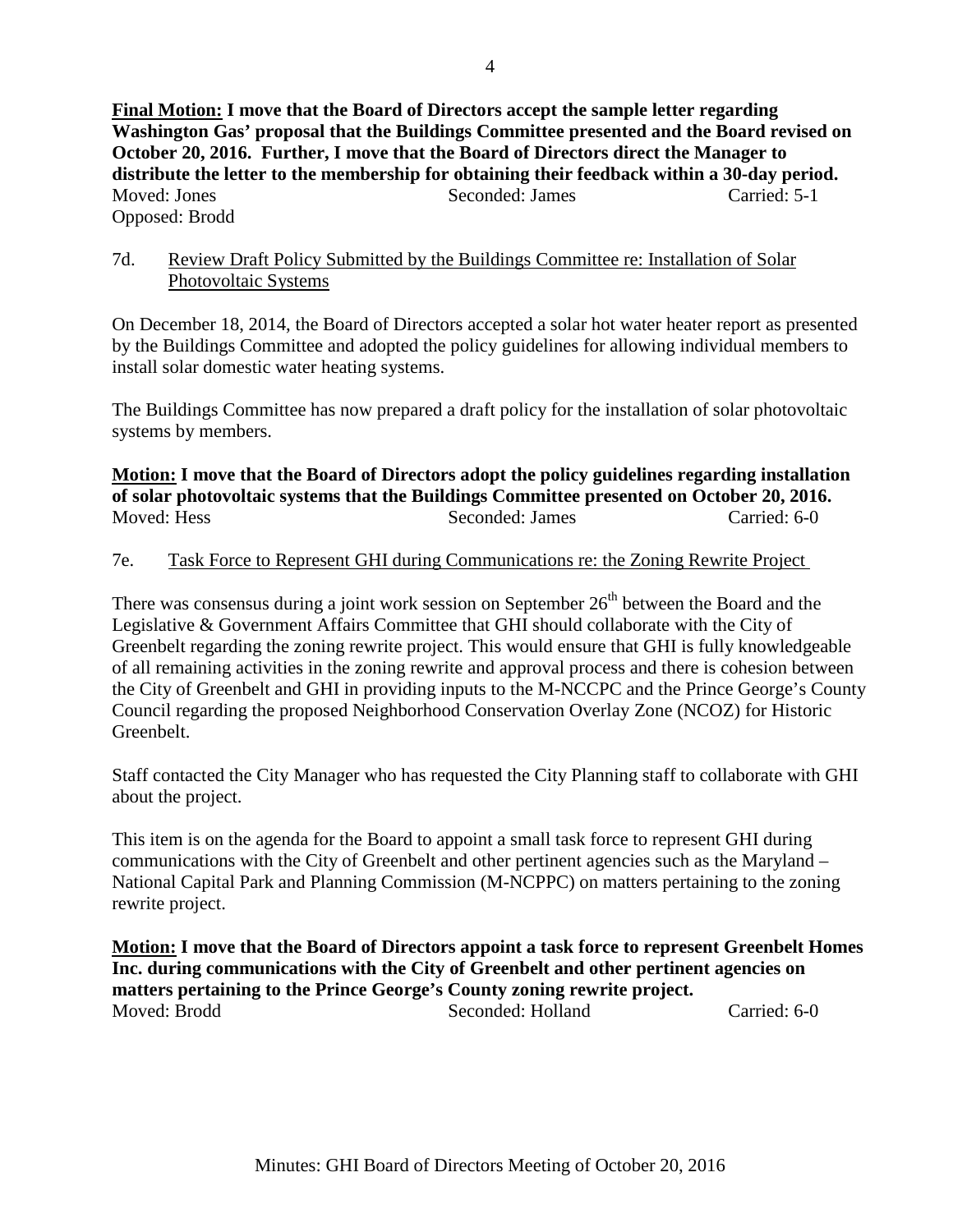**Final Motion: I move that the Board of Directors accept the sample letter regarding Washington Gas' proposal that the Buildings Committee presented and the Board revised on October 20, 2016. Further, I move that the Board of Directors direct the Manager to distribute the letter to the membership for obtaining their feedback within a 30-day period.**

Moved: Jones Seconded: James Carried: 5-1
Opposed: Brodd

7d. Review Draft Policy Submitted by the Buildings Committee re: Installation of Solar Photovoltaic Systems

On December 18, 2014, the Board of Directors accepted a solar hot water heater report as presented by the Buildings Committee and adopted the policy guidelines for allowing individual members to install solar domestic water heating systems.

The Buildings Committee has now prepared a draft policy for the installation of solar photovoltaic systems by members.

**Motion: I move that the Board of Directors adopt the policy guidelines regarding installation of solar photovoltaic systems that the Buildings Committee presented on October 20, 2016.**

Moved: Hess Seconded: James Carried: 6-0

7e. Task Force to Represent GHI during Communications re: the Zoning Rewrite Project

There was consensus during a joint work session on September 26th between the Board and the Legislative & Government Affairs Committee that GHI should collaborate with the City of Greenbelt regarding the zoning rewrite project. This would ensure that GHI is fully knowledgeable of all remaining activities in the zoning rewrite and approval process and there is cohesion between the City of Greenbelt and GHI in providing inputs to the M-NCCPC and the Prince George's County Council regarding the proposed Neighborhood Conservation Overlay Zone (NCOZ) for Historic Greenbelt.

Staff contacted the City Manager who has requested the City Planning staff to collaborate with GHI about the project.

This item is on the agenda for the Board to appoint a small task force to represent GHI during communications with the City of Greenbelt and other pertinent agencies such as the Maryland – National Capital Park and Planning Commission (M-NCPPC) on matters pertaining to the zoning rewrite project.

**Motion: I move that the Board of Directors appoint a task force to represent Greenbelt Homes Inc. during communications with the City of Greenbelt and other pertinent agencies on matters pertaining to the Prince George's County zoning rewrite project.**

Moved: Brodd Seconded: Holland Carried: 6-0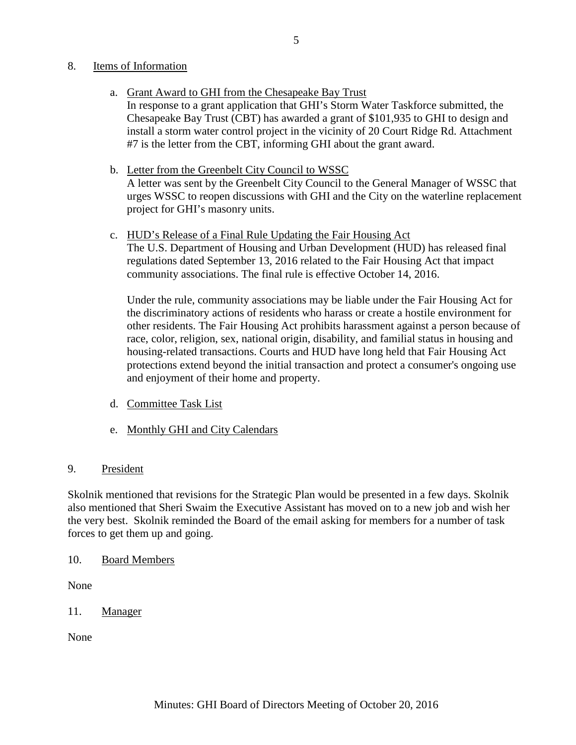## 8. Items of Information

a. Grant Award to GHI from the Chesapeake Bay Trust

In response to a grant application that GHI's Storm Water Taskforce submitted, the Chesapeake Bay Trust (CBT) has awarded a grant of $101,935 to GHI to design and install a storm water control project in the vicinity of 20 Court Ridge Rd. Attachment #7 is the letter from the CBT, informing GHI about the grant award.

b. Letter from the Greenbelt City Council to WSSC

A letter was sent by the Greenbelt City Council to the General Manager of WSSC that urges WSSC to reopen discussions with GHI and the City on the waterline replacement project for GHI's masonry units.

c. HUD's Release of a Final Rule Updating the Fair Housing Act

The U.S. Department of Housing and Urban Development (HUD) has released final regulations dated September 13, 2016 related to the Fair Housing Act that impact community associations. The final rule is effective October 14, 2016.

Under the rule, community associations may be liable under the Fair Housing Act for the discriminatory actions of residents who harass or create a hostile environment for other residents. The Fair Housing Act prohibits harassment against a person because of race, color, religion, sex, national origin, disability, and familial status in housing and housing-related transactions. Courts and HUD have long held that Fair Housing Act protections extend beyond the initial transaction and protect a consumer's ongoing use and enjoyment of their home and property.

d. Committee Task List

e. Monthly GHI and City Calendars

## 9. President

Skolnik mentioned that revisions for the Strategic Plan would be presented in a few days. Skolnik also mentioned that Sheri Swaim the Executive Assistant has moved on to a new job and wish her the very best. Skolnik reminded the Board of the email asking for members for a number of task forces to get them up and going.

## 10. Board Members

None

## 11. Manager

None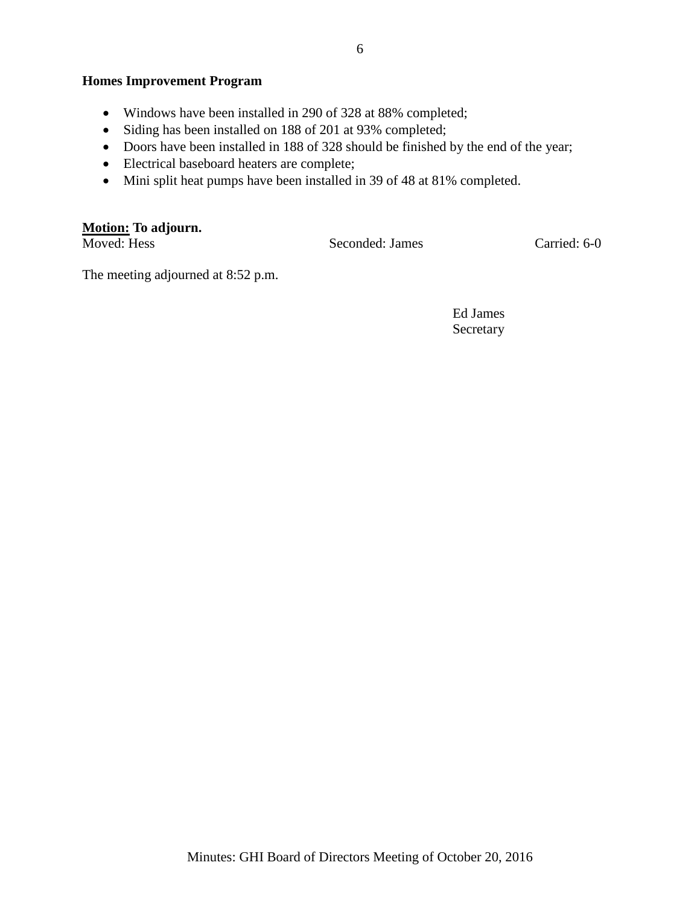**Homes Improvement Program**

- Windows have been installed in 290 of 328 at 88% completed;
- Siding has been installed on 188 of 201 at 93% completed;
- Doors have been installed in 188 of 328 should be finished by the end of the year;
- Electrical baseboard heaters are complete;
- Mini split heat pumps have been installed in 39 of 48 at 81% completed.

**Motion: To adjourn.**

Moved: Hess Seconded: James Carried: 6-0

The meeting adjourned at 8:52 p.m.

Ed James
Secretary

Minutes: GHI Board of Directors Meeting of October 20, 2016